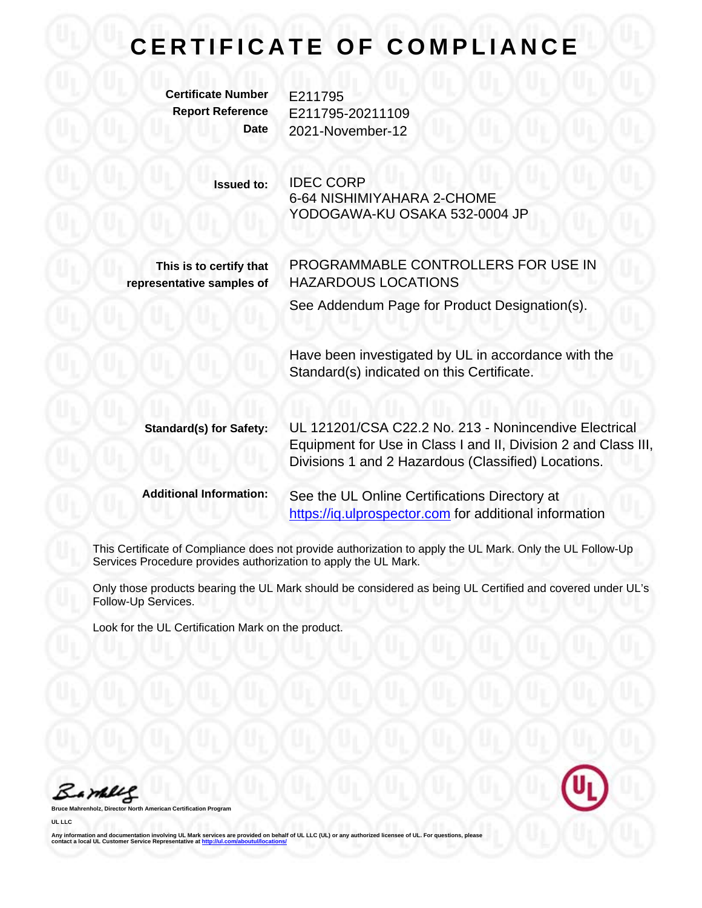# CERTIFICATE OF COMPLIANCE

| | |
|---|---|
| **Certificate Number** | E211795 |
| **Report Reference** | E211795-20211109 |
| **Date** | 2021-November-12 |

| | |
|---|---|
| **Issued to:** | IDEC CORP<br>6-64 NISHIMIYAHARA 2-CHOME<br>YODOGAWA-KU OSAKA 532-0004 JP |
| **This is to certify that representative samples of** | PROGRAMMABLE CONTROLLERS FOR USE IN HAZARDOUS LOCATIONS<br><br>See Addendum Page for Product Designation(s).<br><br>Have been investigated by UL in accordance with the Standard(s) indicated on this Certificate. |
| **Standard(s) for Safety:** | UL 121201/CSA C22.2 No. 213 - Nonincendive Electrical Equipment for Use in Class I and II, Division 2 and Class III, Divisions 1 and 2 Hazardous (Classified) Locations. |
| **Additional Information:** | See the UL Online Certifications Directory at https://iq.ulprospector.com for additional information |

This Certificate of Compliance does not provide authorization to apply the UL Mark. Only the UL Follow-Up Services Procedure provides authorization to apply the UL Mark.

Only those products bearing the UL Mark should be considered as being UL Certified and covered under UL's Follow-Up Services.

Look for the UL Certification Mark on the product.

Bruce Mahrenholz, Director North American Certification Program

UL LLC

Any information and documentation involving UL Mark services are provided on behalf of UL LLC (UL) or any authorized licensee of UL. For questions, please contact a local UL Customer Service Representative at http://ul.com/aboutul/locations/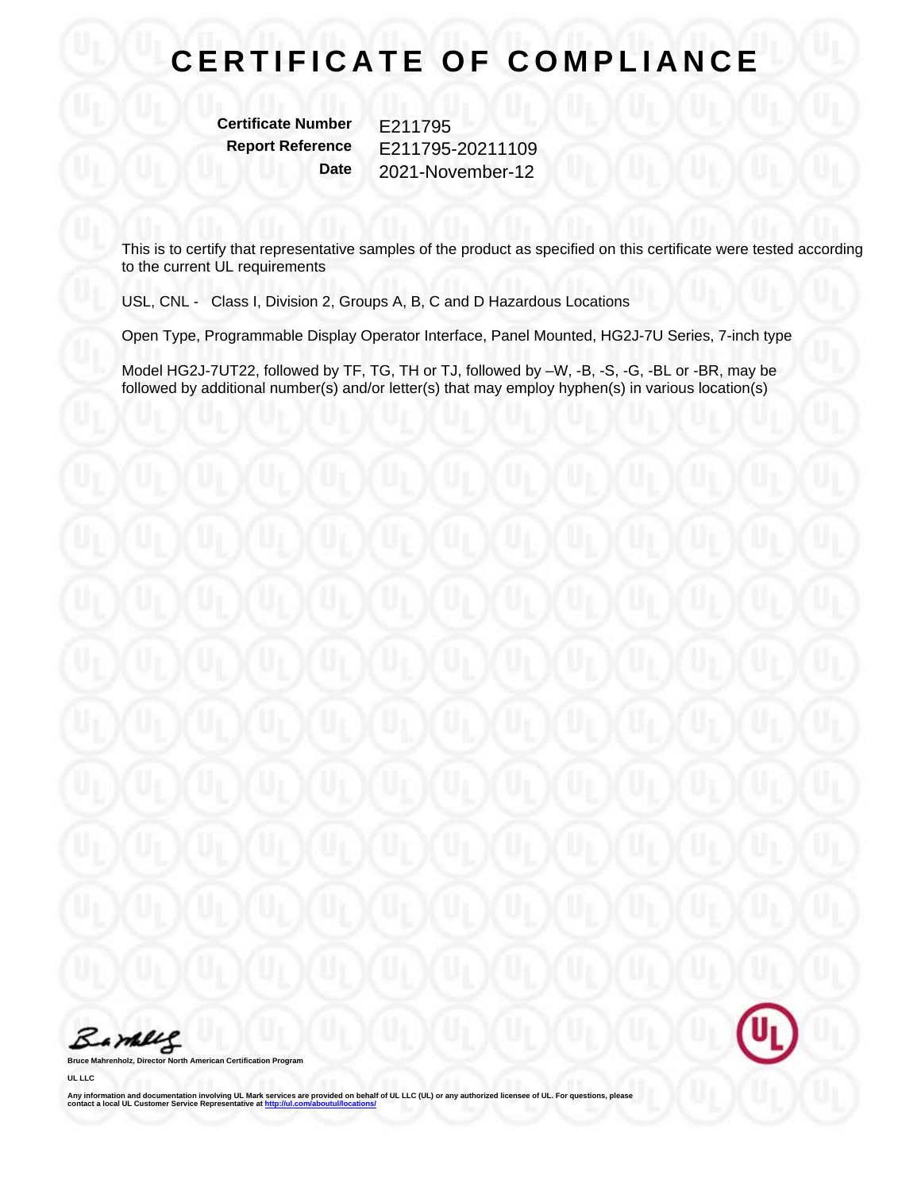# CERTIFICATE OF COMPLIANCE

**Certificate Number** E211795
**Report Reference** E211795-20211109
**Date** 2021-November-12

This is to certify that representative samples of the product as specified on this certificate were tested according to the current UL requirements

USL, CNL - Class I, Division 2, Groups A, B, C and D Hazardous Locations

Open Type, Programmable Display Operator Interface, Panel Mounted, HG2J-7U Series, 7-inch type

Model HG2J-7UT22, followed by TF, TG, TH or TJ, followed by –W, -B, -S, -G, -BL or -BR, may be followed by additional number(s) and/or letter(s) that may employ hyphen(s) in various location(s)

**Bruce Mahrenholz, Director North American Certification Program**

**UL LLC**

**Any information and documentation involving UL Mark services are provided on behalf of UL LLC (UL) or any authorized licensee of UL. For questions, please contact a local UL Customer Service Representative at http://ul.com/aboutul/locations/**